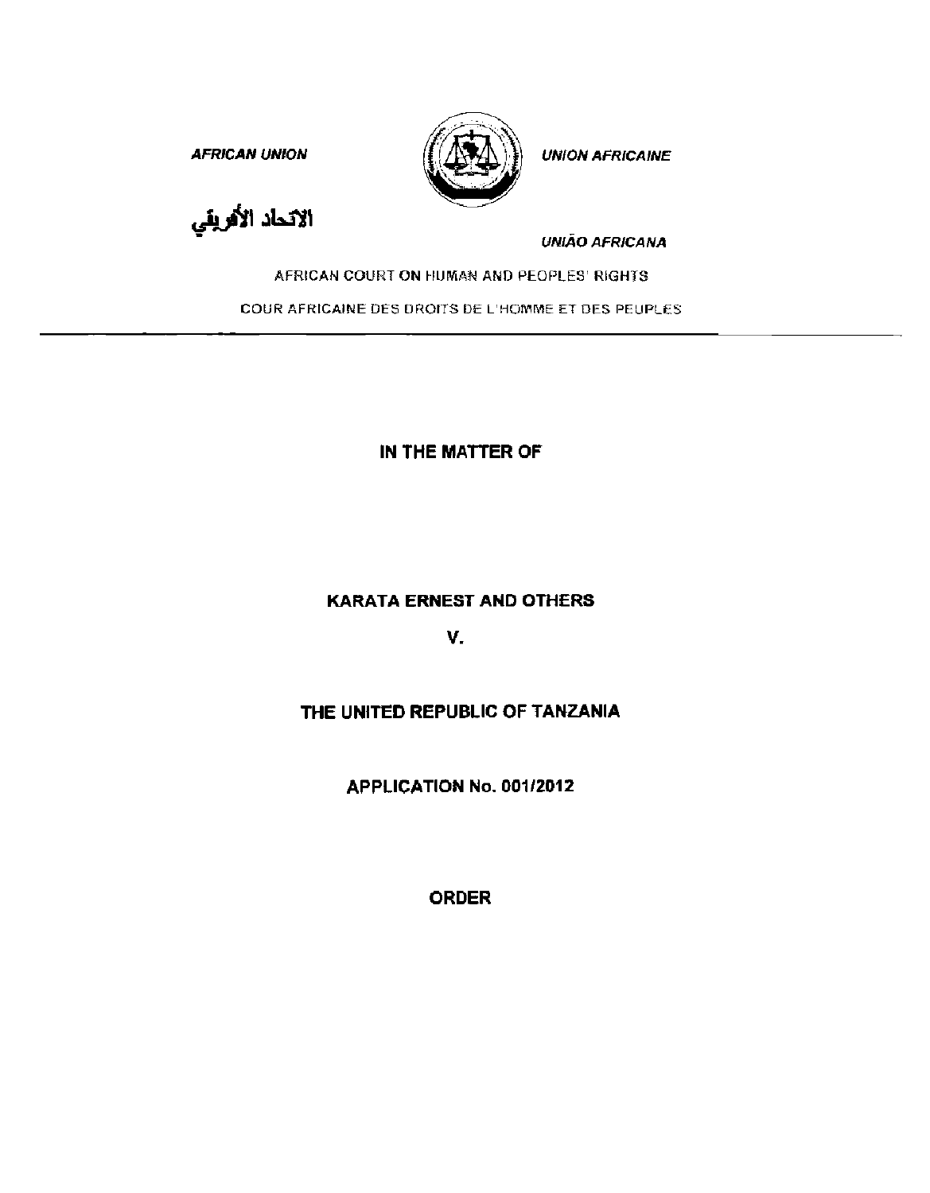***AFRICAN UNION*** ***UNION AFRICAINE***

الاتحاد الأفريقي

***UNIÃO AFRICANA***

AFRICAN COURT ON HUMAN AND PEOPLES' RIGHTS

COUR AFRICAINE DES DROITS DE L'HOMME ET DES PEUPLES

---

**IN THE MATTER OF**

**KARATA ERNEST AND OTHERS**

**V.**

**THE UNITED REPUBLIC OF TANZANIA**

**APPLICATION No. 001/2012**

**ORDER**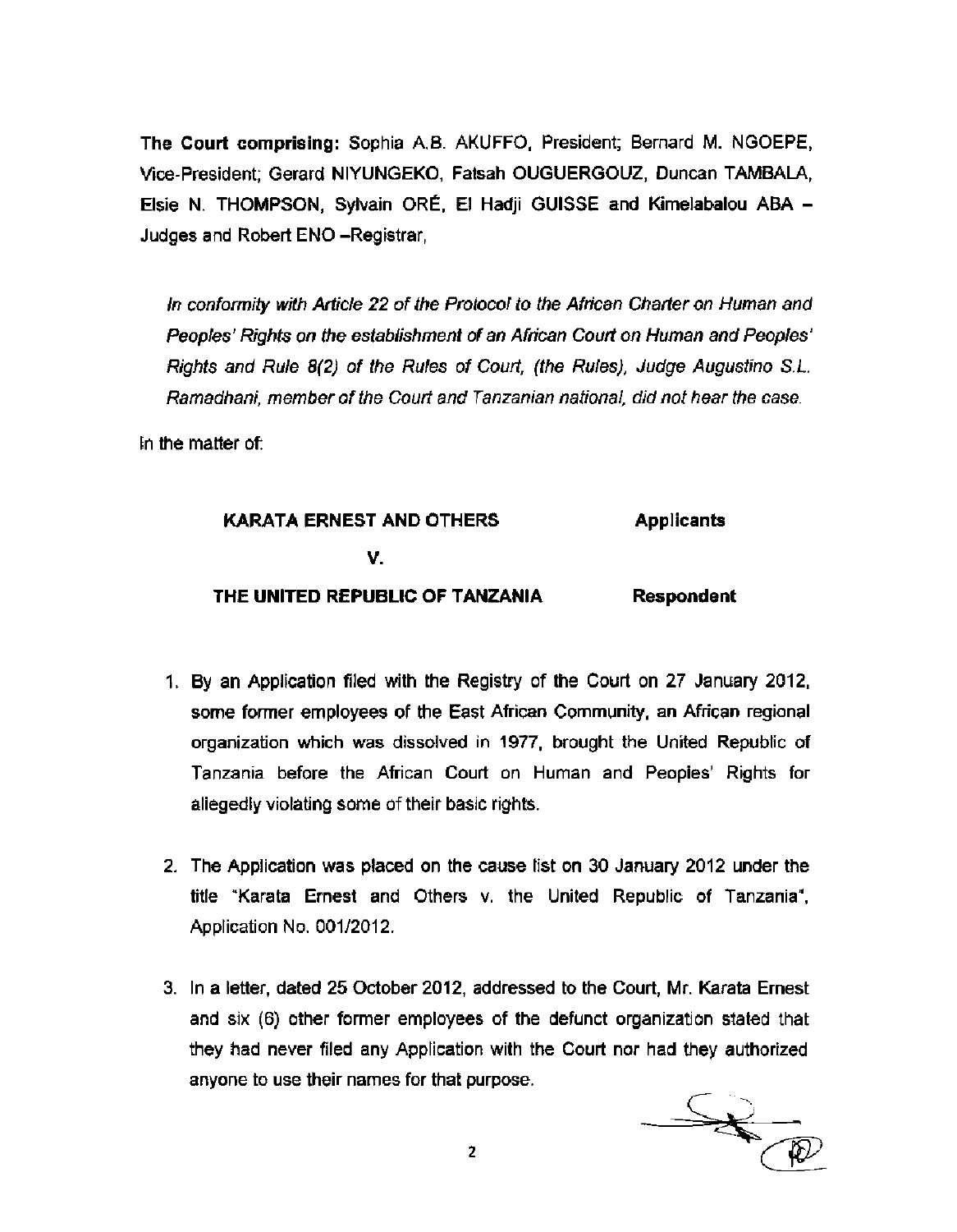**The Court comprising:** Sophia A.B. AKUFFO, President; Bernard M. NGOEPE, Vice-President; Gerard NIYUNGEKO, Fatsah OUGUERGOUZ, Duncan TAMBALA, Elsie N. THOMPSON, Sylvain ORÉ, El Hadji GUISSE and Kimelabalou ABA – Judges and Robert ENO –Registrar,

*In conformity with Article 22 of the Protocol to the African Charter on Human and Peoples' Rights on the establishment of an African Court on Human and Peoples' Rights and Rule 8(2) of the Rules of Court, (the Rules), Judge Augustino S.L. Ramadhani, member of the Court and Tanzanian national, did not hear the case.*

In the matter of:

**KARATA ERNEST AND OTHERS** — **Applicants**

**V.**

**THE UNITED REPUBLIC OF TANZANIA** — **Respondent**

1. By an Application filed with the Registry of the Court on 27 January 2012, some former employees of the East African Community, an African regional organization which was dissolved in 1977, brought the United Republic of Tanzania before the African Court on Human and Peoples' Rights for allegedly violating some of their basic rights.

2. The Application was placed on the cause list on 30 January 2012 under the title "Karata Ernest and Others v. the United Republic of Tanzania", Application No. 001/2012.

3. In a letter, dated 25 October 2012, addressed to the Court, Mr. Karata Ernest and six (6) other former employees of the defunct organization stated that they had never filed any Application with the Court nor had they authorized anyone to use their names for that purpose.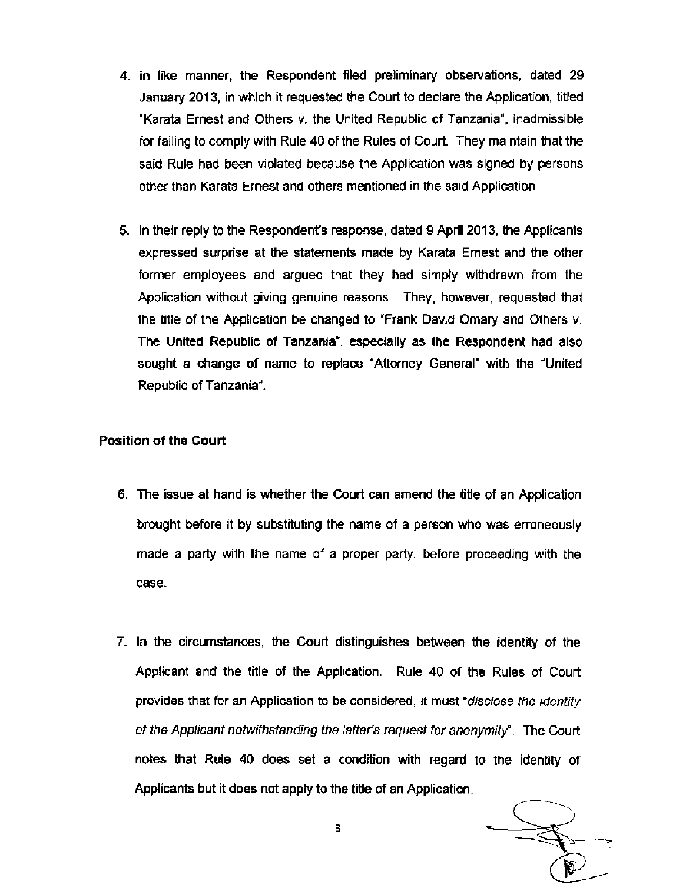4. In like manner, the Respondent filed preliminary observations, dated 29 January 2013, in which it requested the Court to declare the Application, titled "Karata Ernest and Others v. the United Republic of Tanzania", inadmissible for failing to comply with Rule 40 of the Rules of Court. They maintain that the said Rule had been violated because the Application was signed by persons other than Karata Ernest and others mentioned in the said Application.

5. In their reply to the Respondent's response, dated 9 April 2013, the Applicants expressed surprise at the statements made by Karata Ernest and the other former employees and argued that they had simply withdrawn from the Application without giving genuine reasons. They, however, requested that the title of the Application be changed to "Frank David Omary and Others v. The United Republic of Tanzania", especially as the Respondent had also sought a change of name to replace "Attorney General" with the "United Republic of Tanzania".

**Position of the Court**

6. The issue at hand is whether the Court can amend the title of an Application brought before it by substituting the name of a person who was erroneously made a party with the name of a proper party, before proceeding with the case.

7. In the circumstances, the Court distinguishes between the identity of the Applicant and the title of the Application. Rule 40 of the Rules of Court provides that for an Application to be considered, it must "*disclose the identity of the Applicant notwithstanding the latter's request for anonymity*". The Court notes that Rule 40 does set a condition with regard to the identity of Applicants but it does not apply to the title of an Application.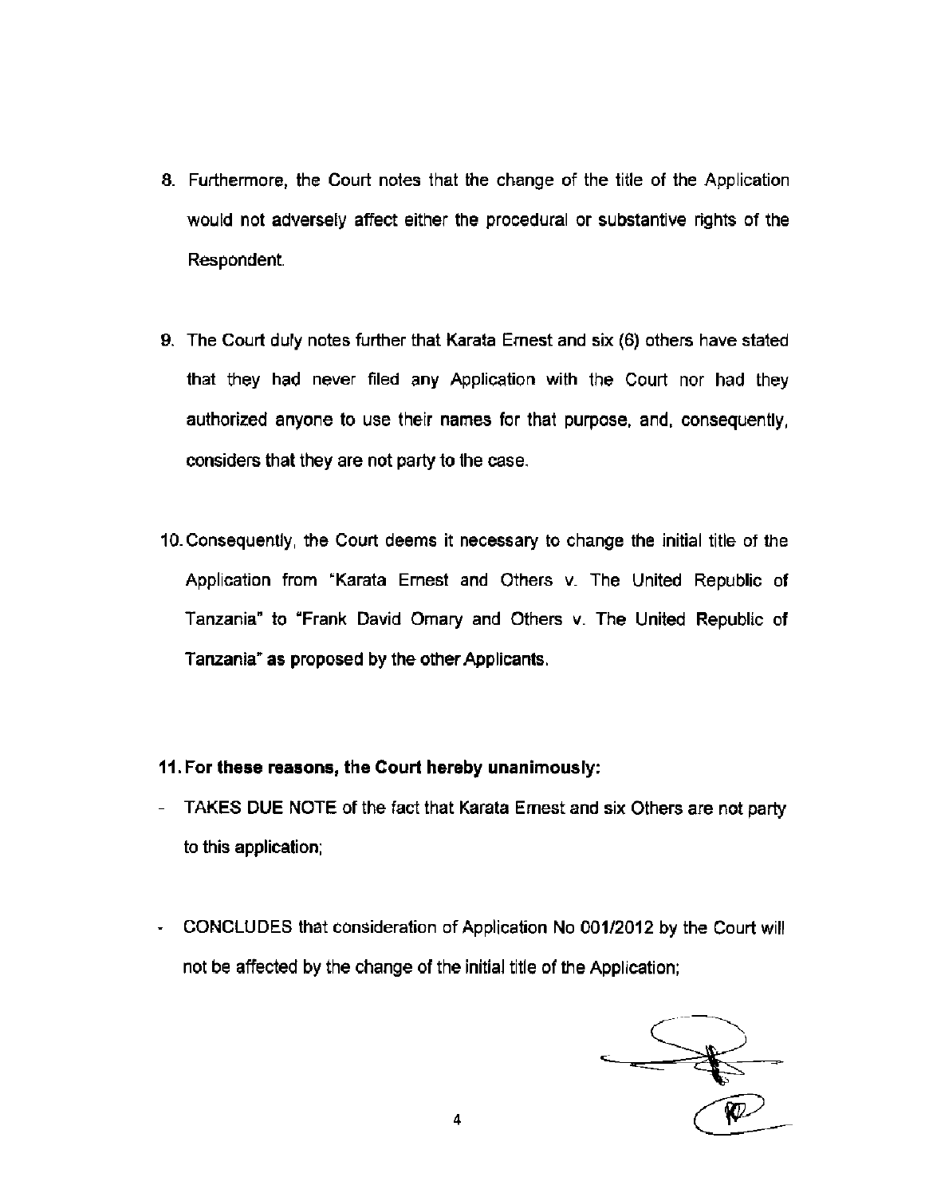8. Furthermore, the Court notes that the change of the title of the Application would not adversely affect either the procedural or substantive rights of the Respondent.

9. The Court duly notes further that Karata Ernest and six (6) others have stated that they had never filed any Application with the Court nor had they authorized anyone to use their names for that purpose, and, consequently, considers that they are not party to the case.

10. Consequently, the Court deems it necessary to change the initial title of the Application from "Karata Ernest and Others v. The United Republic of Tanzania" to "Frank David Omary and Others v. The United Republic of Tanzania" as proposed by the other Applicants.

**11. For these reasons, the Court hereby unanimously:**

- TAKES DUE NOTE of the fact that Karata Ernest and six Others are not party to this application;

- CONCLUDES that consideration of Application No 001/2012 by the Court will not be affected by the change of the initial title of the Application;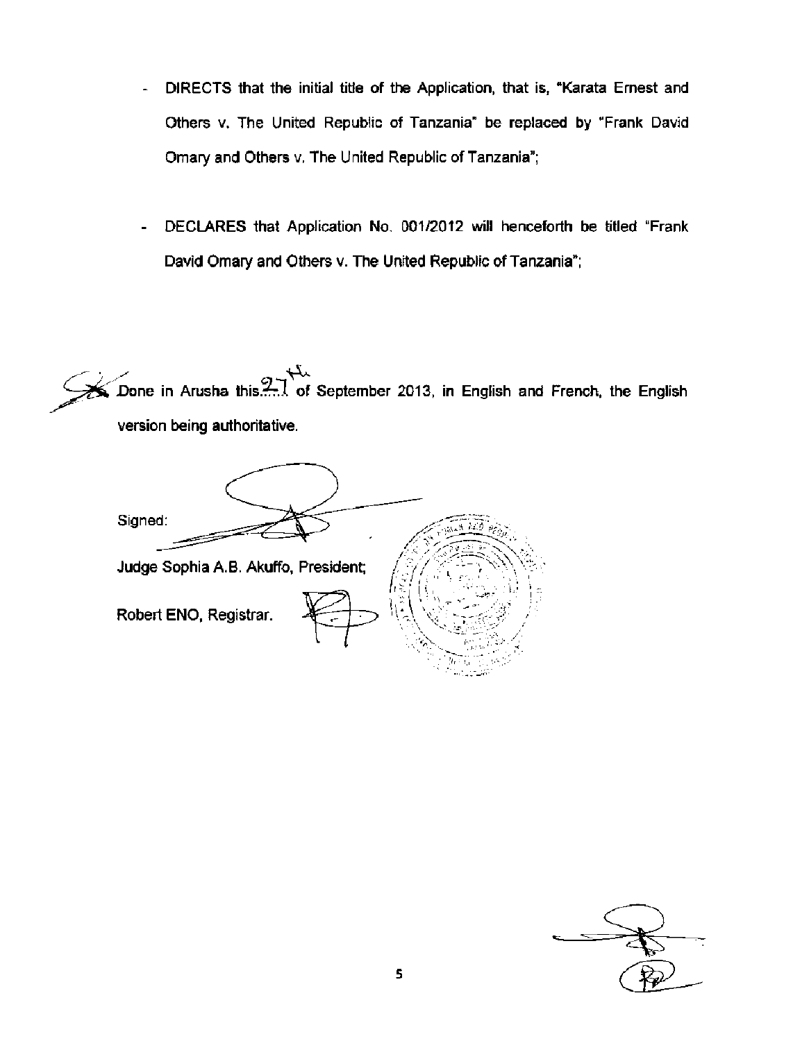- DIRECTS that the initial title of the Application, that is, "Karata Ernest and Others v. The United Republic of Tanzania" be replaced by "Frank David Omary and Others v. The United Republic of Tanzania";

- DECLARES that Application No. 001/2012 will henceforth be titled "Frank David Omary and Others v. The United Republic of Tanzania";

Done in Arusha this 27th of September 2013, in English and French, the English version being authoritative.

Signed:

Judge Sophia A.B. Akuffo, President;

Robert ENO, Registrar.